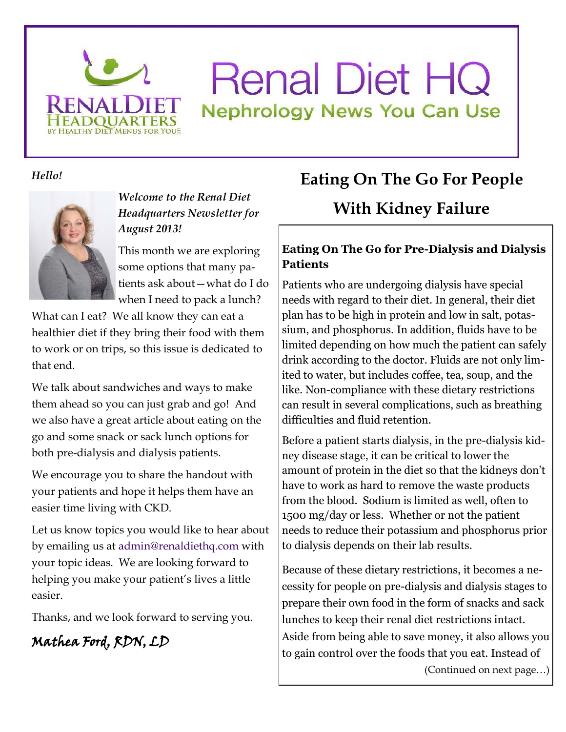# Renal Diet HQ

## Nephrology News You Can Use

*Hello!*

***Welcome to the Renal Diet Headquarters Newsletter for August 2013!***

This month we are exploring some options that many patients ask about—what do I do when I need to pack a lunch? What can I eat? We all know they can eat a healthier diet if they bring their food with them to work or on trips, so this issue is dedicated to that end.

We talk about sandwiches and ways to make them ahead so you can just grab and go! And we also have a great article about eating on the go and some snack or sack lunch options for both pre-dialysis and dialysis patients.

We encourage you to share the handout with your patients and hope it helps them have an easier time living with CKD.

Let us know topics you would like to hear about by emailing us at admin@renaldiethq.com with your topic ideas. We are looking forward to helping you make your patient's lives a little easier.

Thanks, and we look forward to serving you.

*Mathea Ford, RDN, LD*

## Eating On The Go For People With Kidney Failure

### Eating On The Go for Pre-Dialysis and Dialysis Patients

Patients who are undergoing dialysis have special needs with regard to their diet. In general, their diet plan has to be high in protein and low in salt, potassium, and phosphorus. In addition, fluids have to be limited depending on how much the patient can safely drink according to the doctor. Fluids are not only limited to water, but includes coffee, tea, soup, and the like. Non-compliance with these dietary restrictions can result in several complications, such as breathing difficulties and fluid retention.

Before a patient starts dialysis, in the pre-dialysis kidney disease stage, it can be critical to lower the amount of protein in the diet so that the kidneys don't have to work as hard to remove the waste products from the blood. Sodium is limited as well, often to 1500 mg/day or less. Whether or not the patient needs to reduce their potassium and phosphorus prior to dialysis depends on their lab results.

Because of these dietary restrictions, it becomes a necessity for people on pre-dialysis and dialysis stages to prepare their own food in the form of snacks and sack lunches to keep their renal diet restrictions intact. Aside from being able to save money, it also allows you to gain control over the foods that you eat. Instead of

(Continued on next page…)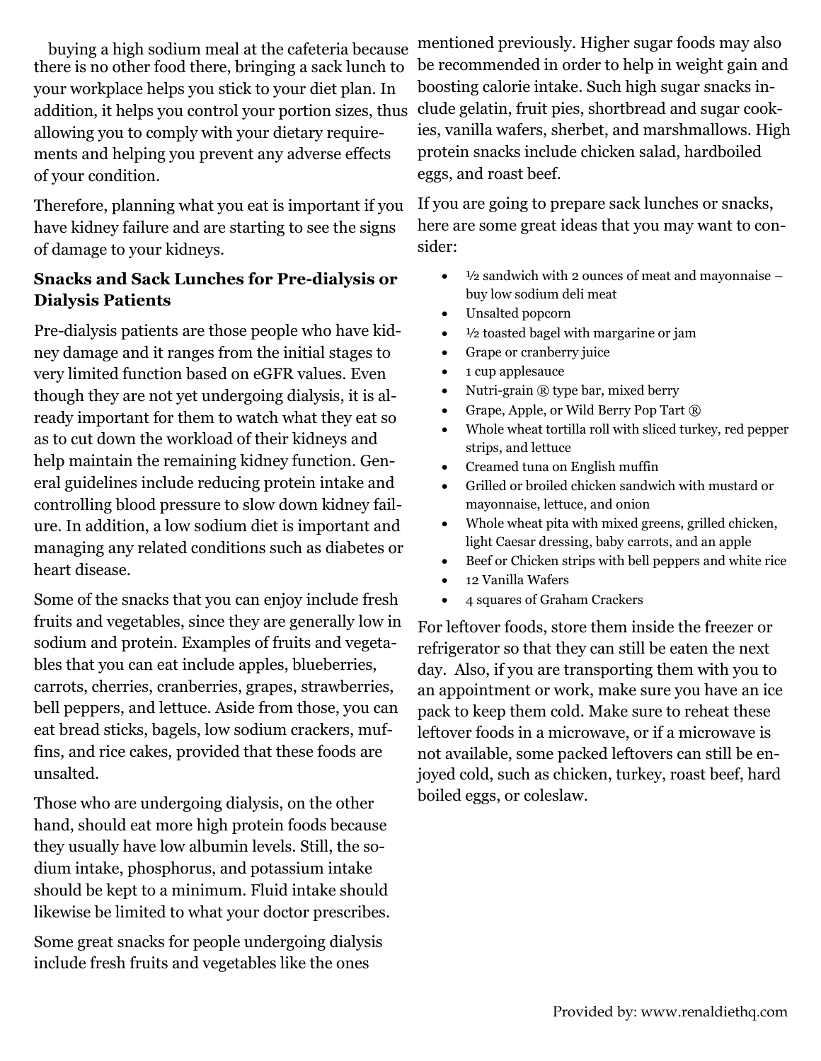buying a high sodium meal at the cafeteria because there is no other food there, bringing a sack lunch to your workplace helps you stick to your diet plan. In addition, it helps you control your portion sizes, thus allowing you to comply with your dietary requirements and helping you prevent any adverse effects of your condition.

Therefore, planning what you eat is important if you have kidney failure and are starting to see the signs of damage to your kidneys.

**Snacks and Sack Lunches for Pre-dialysis or Dialysis Patients**

Pre-dialysis patients are those people who have kidney damage and it ranges from the initial stages to very limited function based on eGFR values. Even though they are not yet undergoing dialysis, it is already important for them to watch what they eat so as to cut down the workload of their kidneys and help maintain the remaining kidney function. General guidelines include reducing protein intake and controlling blood pressure to slow down kidney failure. In addition, a low sodium diet is important and managing any related conditions such as diabetes or heart disease.

Some of the snacks that you can enjoy include fresh fruits and vegetables, since they are generally low in sodium and protein. Examples of fruits and vegetables that you can eat include apples, blueberries, carrots, cherries, cranberries, grapes, strawberries, bell peppers, and lettuce. Aside from those, you can eat bread sticks, bagels, low sodium crackers, muffins, and rice cakes, provided that these foods are unsalted.

Those who are undergoing dialysis, on the other hand, should eat more high protein foods because they usually have low albumin levels. Still, the sodium intake, phosphorus, and potassium intake should be kept to a minimum. Fluid intake should likewise be limited to what your doctor prescribes.

Some great snacks for people undergoing dialysis include fresh fruits and vegetables like the ones mentioned previously. Higher sugar foods may also be recommended in order to help in weight gain and boosting calorie intake. Such high sugar snacks include gelatin, fruit pies, shortbread and sugar cookies, vanilla wafers, sherbet, and marshmallows. High protein snacks include chicken salad, hardboiled eggs, and roast beef.

If you are going to prepare sack lunches or snacks, here are some great ideas that you may want to consider:

- ½ sandwich with 2 ounces of meat and mayonnaise – buy low sodium deli meat
- Unsalted popcorn
- ½ toasted bagel with margarine or jam
- Grape or cranberry juice
- 1 cup applesauce
- Nutri-grain ® type bar, mixed berry
- Grape, Apple, or Wild Berry Pop Tart ®
- Whole wheat tortilla roll with sliced turkey, red pepper strips, and lettuce
- Creamed tuna on English muffin
- Grilled or broiled chicken sandwich with mustard or mayonnaise, lettuce, and onion
- Whole wheat pita with mixed greens, grilled chicken, light Caesar dressing, baby carrots, and an apple
- Beef or Chicken strips with bell peppers and white rice
- 12 Vanilla Wafers
- 4 squares of Graham Crackers

For leftover foods, store them inside the freezer or refrigerator so that they can still be eaten the next day. Also, if you are transporting them with you to an appointment or work, make sure you have an ice pack to keep them cold. Make sure to reheat these leftover foods in a microwave, or if a microwave is not available, some packed leftovers can still be enjoyed cold, such as chicken, turkey, roast beef, hard boiled eggs, or coleslaw.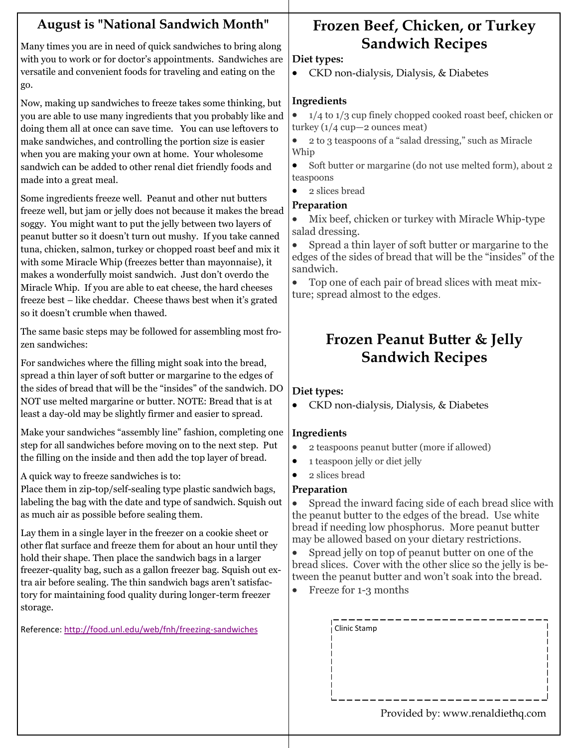## August is "National Sandwich Month"

Many times you are in need of quick sandwiches to bring along with you to work or for doctor's appointments. Sandwiches are versatile and convenient foods for traveling and eating on the go.

Now, making up sandwiches to freeze takes some thinking, but you are able to use many ingredients that you probably like and doing them all at once can save time. You can use leftovers to make sandwiches, and controlling the portion size is easier when you are making your own at home. Your wholesome sandwich can be added to other renal diet friendly foods and made into a great meal.

Some ingredients freeze well. Peanut and other nut butters freeze well, but jam or jelly does not because it makes the bread soggy. You might want to put the jelly between two layers of peanut butter so it doesn't turn out mushy. If you take canned tuna, chicken, salmon, turkey or chopped roast beef and mix it with some Miracle Whip (freezes better than mayonnaise), it makes a wonderfully moist sandwich. Just don't overdo the Miracle Whip. If you are able to eat cheese, the hard cheeses freeze best – like cheddar. Cheese thaws best when it's grated so it doesn't crumble when thawed.

The same basic steps may be followed for assembling most frozen sandwiches:

For sandwiches where the filling might soak into the bread, spread a thin layer of soft butter or margarine to the edges of the sides of bread that will be the "insides" of the sandwich. DO NOT use melted margarine or butter. NOTE: Bread that is at least a day-old may be slightly firmer and easier to spread.

Make your sandwiches "assembly line" fashion, completing one step for all sandwiches before moving on to the next step. Put the filling on the inside and then add the top layer of bread.

A quick way to freeze sandwiches is to:
Place them in zip-top/self-sealing type plastic sandwich bags, labeling the bag with the date and type of sandwich. Squish out as much air as possible before sealing them.

Lay them in a single layer in the freezer on a cookie sheet or other flat surface and freeze them for about an hour until they hold their shape. Then place the sandwich bags in a larger freezer-quality bag, such as a gallon freezer bag. Squish out extra air before sealing. The thin sandwich bags aren't satisfactory for maintaining food quality during longer-term freezer storage.

Reference: http://food.unl.edu/web/fnh/freezing-sandwiches

## Frozen Beef, Chicken, or Turkey Sandwich Recipes

**Diet types:**

- CKD non-dialysis, Dialysis, & Diabetes

**Ingredients**

- 1/4 to 1/3 cup finely chopped cooked roast beef, chicken or turkey (1/4 cup—2 ounces meat)
- 2 to 3 teaspoons of a "salad dressing," such as Miracle Whip
- Soft butter or margarine (do not use melted form), about 2 teaspoons
- 2 slices bread

**Preparation**

- Mix beef, chicken or turkey with Miracle Whip-type salad dressing.
- Spread a thin layer of soft butter or margarine to the edges of the sides of bread that will be the "insides" of the sandwich.
- Top one of each pair of bread slices with meat mixture; spread almost to the edges.

## Frozen Peanut Butter & Jelly Sandwich Recipes

**Diet types:**

- CKD non-dialysis, Dialysis, & Diabetes

**Ingredients**

- 2 teaspoons peanut butter (more if allowed)
- 1 teaspoon jelly or diet jelly
- 2 slices bread

**Preparation**

- Spread the inward facing side of each bread slice with the peanut butter to the edges of the bread. Use white bread if needing low phosphorus. More peanut butter may be allowed based on your dietary restrictions.
- Spread jelly on top of peanut butter on one of the bread slices. Cover with the other slice so the jelly is between the peanut butter and won't soak into the bread.
- Freeze for 1-3 months

Clinic Stamp

Provided by: www.renaldiethq.com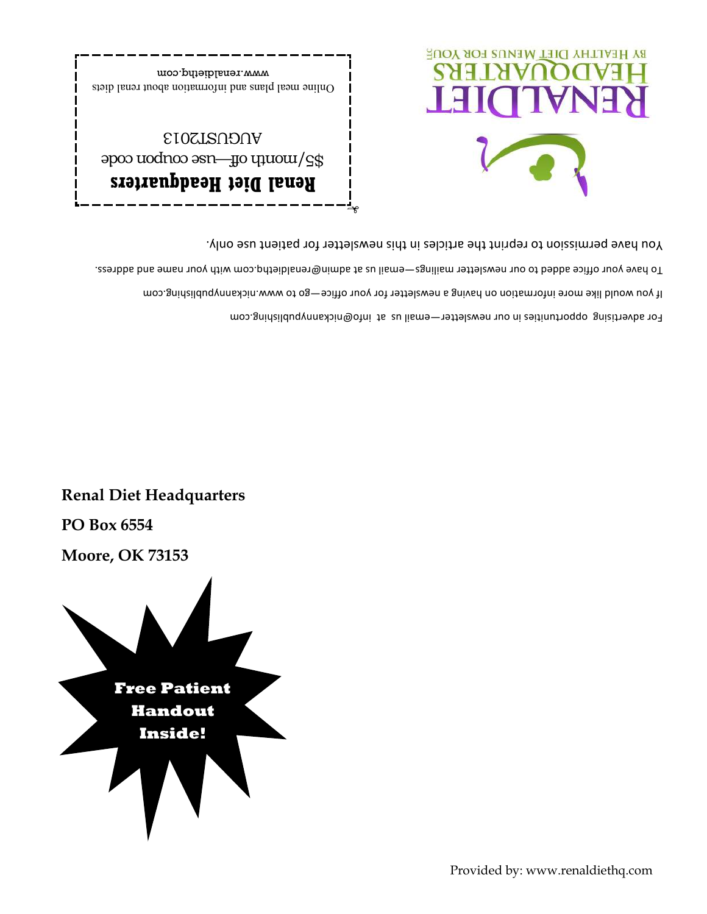Renal Diet Headquarters
by Healthy Diet Menus for You LLC

**Renal Diet Headquarters**

$5/month off—use coupon code

AUGUST2013

Online meal plans and information about renal diets

www.renaldiethq.com

You have permission to reprint the articles in this newsletter for patient use only.

To have your office added to our newsletter mailings—email us at admin@renaldiethq.com with your name and address.

If you would like more information on having a newsletter for your office—go to www.nickannypublishing.com

For advertising opportunities in our newsletter—email us at info@nickannypublishing.com

**Renal Diet Headquarters**

**PO Box 6554**

**Moore, OK 73153**

**Free Patient Handout Inside!**

Provided by: www.renaldiethq.com